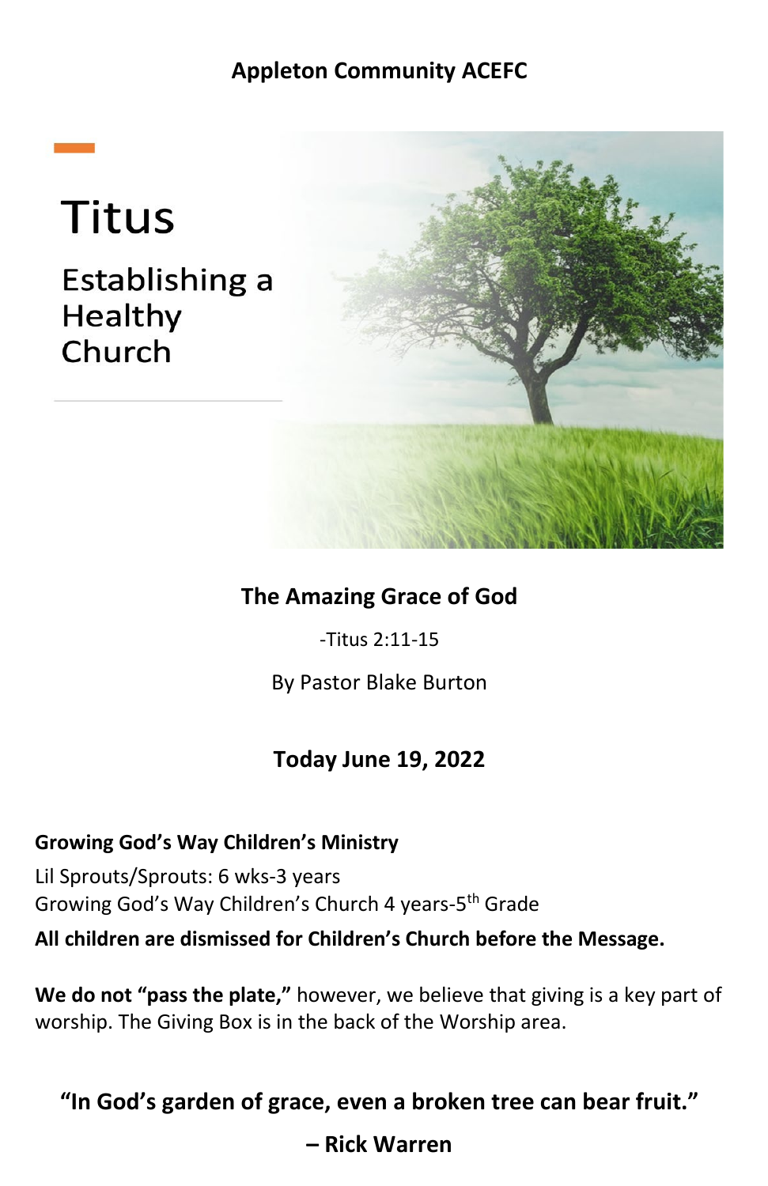**Appleton Community ACEFC**

# Titus

## Establishing a Healthy Church

**The Amazing Grace of God**

-Titus 2:11-15

By Pastor Blake Burton

**Today June 19, 2022**

**Growing God's Way Children's Ministry**

Lil Sprouts/Sprouts: 6 wks-3 years
Growing God's Way Children's Church 4 years-5th Grade

**All children are dismissed for Children's Church before the Message.**

**We do not "pass the plate,"** however, we believe that giving is a key part of worship. The Giving Box is in the back of the Worship area.

**"In God's garden of grace, even a broken tree can bear fruit."**

**– Rick Warren**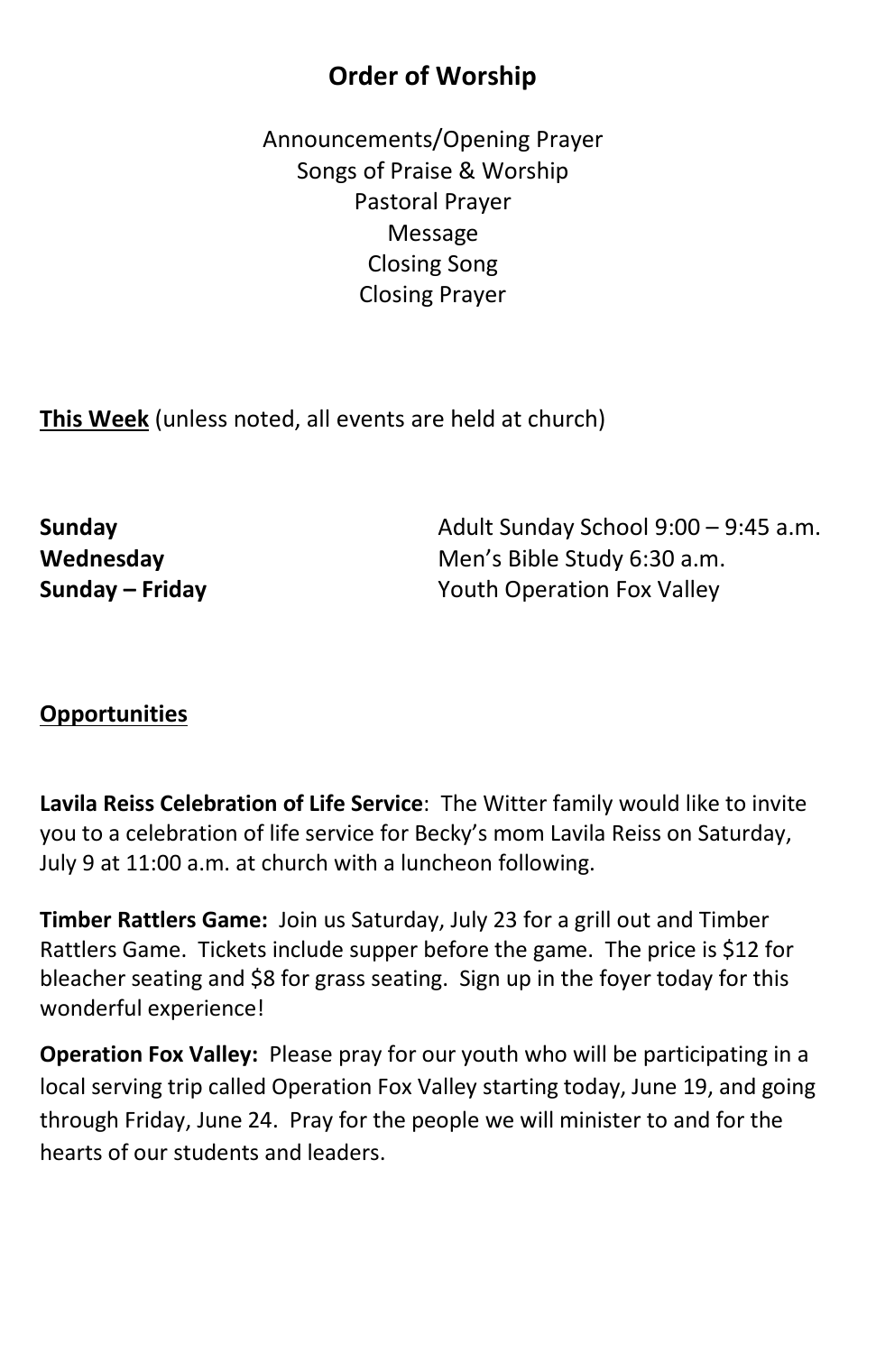## Order of Worship

Announcements/Opening Prayer
Songs of Praise & Worship
Pastoral Prayer
Message
Closing Song
Closing Prayer

**<u>This Week</u>** (unless noted, all events are held at church)

| | |
|---|---|
| **Sunday** | Adult Sunday School 9:00 – 9:45 a.m. |
| **Wednesday** | Men's Bible Study 6:30 a.m. |
| **Sunday – Friday** | Youth Operation Fox Valley |

**<u>Opportunities</u>**

**Lavila Reiss Celebration of Life Service**: The Witter family would like to invite you to a celebration of life service for Becky's mom Lavila Reiss on Saturday, July 9 at 11:00 a.m. at church with a luncheon following.

**Timber Rattlers Game:** Join us Saturday, July 23 for a grill out and Timber Rattlers Game. Tickets include supper before the game. The price is $12 for bleacher seating and $8 for grass seating. Sign up in the foyer today for this wonderful experience!

**Operation Fox Valley:** Please pray for our youth who will be participating in a local serving trip called Operation Fox Valley starting today, June 19, and going through Friday, June 24. Pray for the people we will minister to and for the hearts of our students and leaders.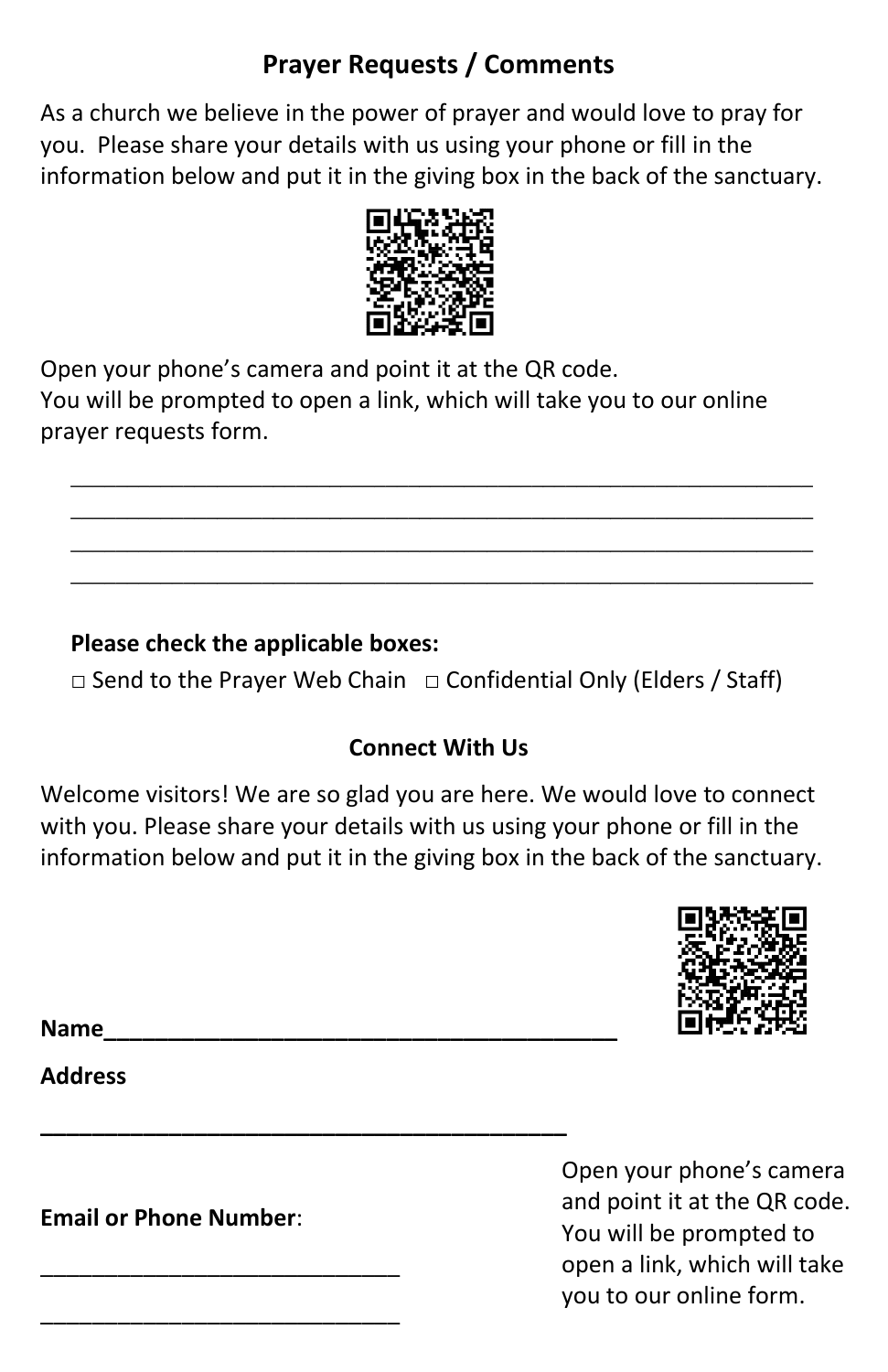## Prayer Requests / Comments

As a church we believe in the power of prayer and would love to pray for you. Please share your details with us using your phone or fill in the information below and put it in the giving box in the back of the sanctuary.

Open your phone's camera and point it at the QR code.
You will be prompted to open a link, which will take you to our online prayer requests form.

______________________________________________________________

______________________________________________________________

______________________________________________________________

______________________________________________________________

**Please check the applicable boxes:**

□ Send to the Prayer Web Chain □ Confidential Only (Elders / Staff)

## Connect With Us

Welcome visitors! We are so glad you are here. We would love to connect with you. Please share your details with us using your phone or fill in the information below and put it in the giving box in the back of the sanctuary.

**Name**_________________________________________

**Address**

_________________________________________

**Email or Phone Number**:

_____________________________

_____________________________

Open your phone's camera and point it at the QR code. You will be prompted to open a link, which will take you to our online form.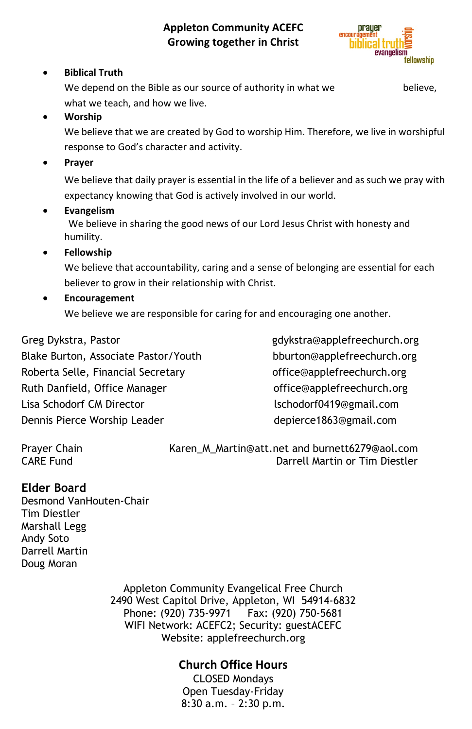**Appleton Community ACEFC**
**Growing together in Christ**

- **Biblical Truth**
  We depend on the Bible as our source of authority in what we believe, what we teach, and how we live.
- **Worship**
  We believe that we are created by God to worship Him. Therefore, we live in worshipful response to God's character and activity.
- **Prayer**
  We believe that daily prayer is essential in the life of a believer and as such we pray with expectancy knowing that God is actively involved in our world.
- **Evangelism**
  We believe in sharing the good news of our Lord Jesus Christ with honesty and humility.
- **Fellowship**
  We believe that accountability, caring and a sense of belonging are essential for each believer to grow in their relationship with Christ.
- **Encouragement**
  We believe we are responsible for caring for and encouraging one another.

| | |
|---|---|
| Greg Dykstra, Pastor | gdykstra@applefreechurch.org |
| Blake Burton, Associate Pastor/Youth | bburton@applefreechurch.org |
| Roberta Selle, Financial Secretary | office@applefreechurch.org |
| Ruth Danfield, Office Manager | office@applefreechurch.org |
| Lisa Schodorf CM Director | lschodorf0419@gmail.com |
| Dennis Pierce Worship Leader | depierce1863@gmail.com |

| | |
|---|---|
| Prayer Chain | Karen_M_Martin@att.net and burnett6279@aol.com |
| CARE Fund | Darrell Martin or Tim Diestler |

## Elder Board

Desmond VanHouten-Chair
Tim Diestler
Marshall Legg
Andy Soto
Darrell Martin
Doug Moran

Appleton Community Evangelical Free Church
2490 West Capitol Drive, Appleton, WI 54914-6832
Phone: (920) 735-9971 Fax: (920) 750-5681
WIFI Network: ACEFC2; Security: guestACEFC
Website: applefreechurch.org

## Church Office Hours

CLOSED Mondays
Open Tuesday-Friday
8:30 a.m. – 2:30 p.m.